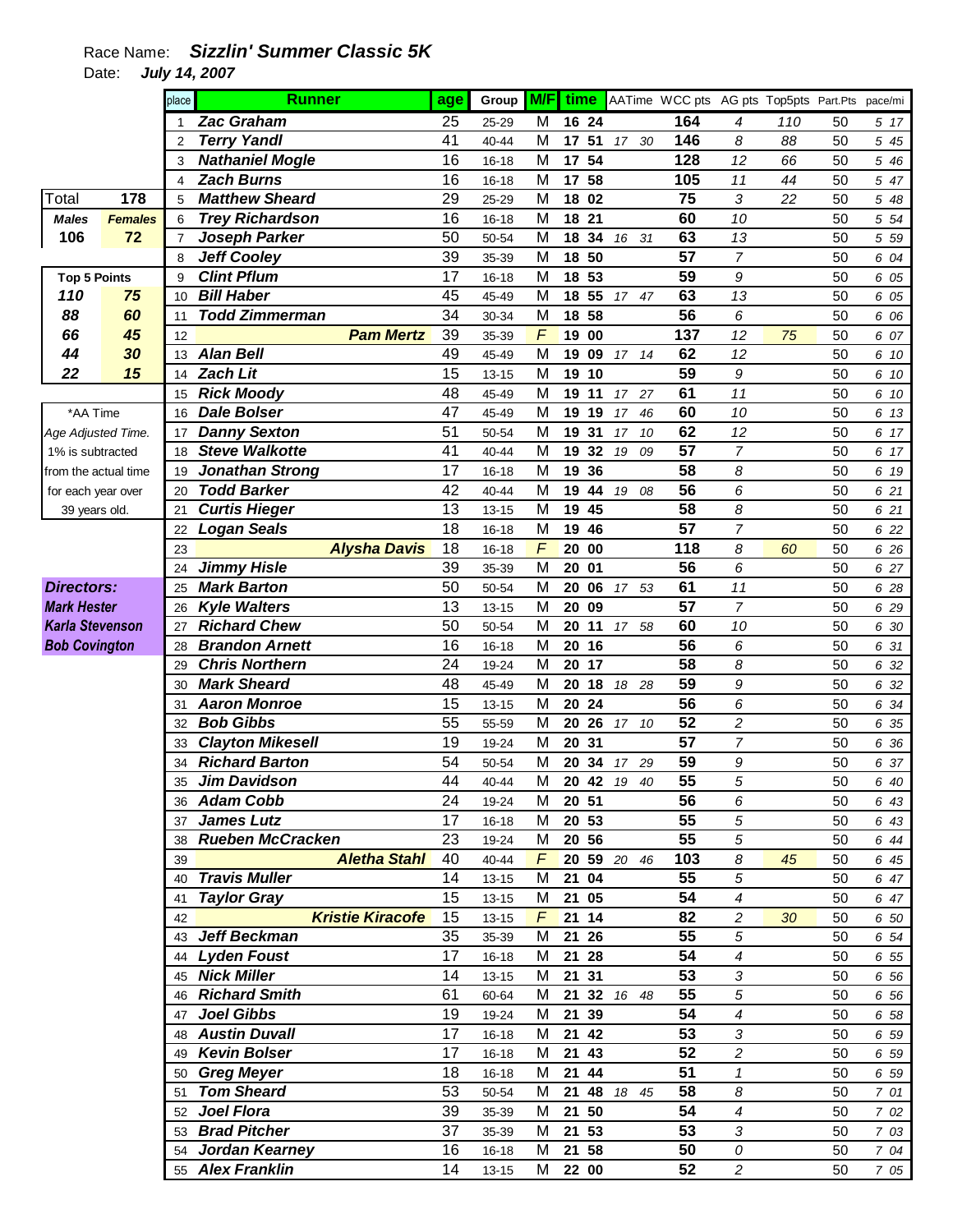Race Name: ***Sizzlin' Summer Classic 5K***
Date: ***July 14, 2007***

| Total | 178 |
|---|---|
| **Males** | **Females** |
| 106 | 72 |

| Top 5 Points | |
|---|---|
| 110 | 75 |
| 88 | 60 |
| 66 | 45 |
| 44 | 30 |
| 22 | 15 |

*AA Time
*Age Adjusted Time.*
1% is subtracted
from the actual time
for each year over
39 years old.

**Directors:**
**Mark Hester**
**Karla Stevenson**
**Bob Covington**

| place | Runner | age | Group | M/F | time | AATime | WCC pts | AG pts | Top5pts | Part.Pts | pace/mi |
|---|---|---|---|---|---|---|---|---|---|---|---|
| 1 | Zac Graham | 25 | 25-29 | M | 16 24 | | 164 | 4 | 110 | 50 | 5 17 |
| 2 | Terry Yandl | 41 | 40-44 | M | 17 51 | 17 30 | 146 | 8 | 88 | 50 | 5 45 |
| 3 | Nathaniel Mogle | 16 | 16-18 | M | 17 54 | | 128 | 12 | 66 | 50 | 5 46 |
| 4 | Zach Burns | 16 | 16-18 | M | 17 58 | | 105 | 11 | 44 | 50 | 5 47 |
| 5 | Matthew Sheard | 29 | 25-29 | M | 18 02 | | 75 | 3 | 22 | 50 | 5 48 |
| 6 | Trey Richardson | 16 | 16-18 | M | 18 21 | | 60 | 10 | | 50 | 5 54 |
| 7 | Joseph Parker | 50 | 50-54 | M | 18 34 | 16 31 | 63 | 13 | | 50 | 5 59 |
| 8 | Jeff Cooley | 39 | 35-39 | M | 18 50 | | 57 | 7 | | 50 | 6 04 |
| 9 | Clint Pflum | 17 | 16-18 | M | 18 53 | | 59 | 9 | | 50 | 6 05 |
| 10 | Bill Haber | 45 | 45-49 | M | 18 55 | 17 47 | 63 | 13 | | 50 | 6 05 |
| 11 | Todd Zimmerman | 34 | 30-34 | M | 18 58 | | 56 | 6 | | 50 | 6 06 |
| 12 | Pam Mertz | 39 | 35-39 | F | 19 00 | | 137 | 12 | 75 | 50 | 6 07 |
| 13 | Alan Bell | 49 | 45-49 | M | 19 09 | 17 14 | 62 | 12 | | 50 | 6 10 |
| 14 | Zach Lit | 15 | 13-15 | M | 19 10 | | 59 | 9 | | 50 | 6 10 |
| 15 | Rick Moody | 48 | 45-49 | M | 19 11 | 17 27 | 61 | 11 | | 50 | 6 10 |
| 16 | Dale Bolser | 47 | 45-49 | M | 19 19 | 17 46 | 60 | 10 | | 50 | 6 13 |
| 17 | Danny Sexton | 51 | 50-54 | M | 19 31 | 17 10 | 62 | 12 | | 50 | 6 17 |
| 18 | Steve Walkotte | 41 | 40-44 | M | 19 32 | 19 09 | 57 | 7 | | 50 | 6 17 |
| 19 | Jonathan Strong | 17 | 16-18 | M | 19 36 | | 58 | 8 | | 50 | 6 19 |
| 20 | Todd Barker | 42 | 40-44 | M | 19 44 | 19 08 | 56 | 6 | | 50 | 6 21 |
| 21 | Curtis Hieger | 13 | 13-15 | M | 19 45 | | 58 | 8 | | 50 | 6 21 |
| 22 | Logan Seals | 18 | 16-18 | M | 19 46 | | 57 | 7 | | 50 | 6 22 |
| 23 | Alysha Davis | 18 | 16-18 | F | 20 00 | | 118 | 8 | 60 | 50 | 6 26 |
| 24 | Jimmy Hisle | 39 | 35-39 | M | 20 01 | | 56 | 6 | | 50 | 6 27 |
| 25 | Mark Barton | 50 | 50-54 | M | 20 06 | 17 53 | 61 | 11 | | 50 | 6 28 |
| 26 | Kyle Walters | 13 | 13-15 | M | 20 09 | | 57 | 7 | | 50 | 6 29 |
| 27 | Richard Chew | 50 | 50-54 | M | 20 11 | 17 58 | 60 | 10 | | 50 | 6 30 |
| 28 | Brandon Arnett | 16 | 16-18 | M | 20 16 | | 56 | 6 | | 50 | 6 31 |
| 29 | Chris Northern | 24 | 19-24 | M | 20 17 | | 58 | 8 | | 50 | 6 32 |
| 30 | Mark Sheard | 48 | 45-49 | M | 20 18 | 18 28 | 59 | 9 | | 50 | 6 32 |
| 31 | Aaron Monroe | 15 | 13-15 | M | 20 24 | | 56 | 6 | | 50 | 6 34 |
| 32 | Bob Gibbs | 55 | 55-59 | M | 20 26 | 17 10 | 52 | 2 | | 50 | 6 35 |
| 33 | Clayton Mikesell | 19 | 19-24 | M | 20 31 | | 57 | 7 | | 50 | 6 36 |
| 34 | Richard Barton | 54 | 50-54 | M | 20 34 | 17 29 | 59 | 9 | | 50 | 6 37 |
| 35 | Jim Davidson | 44 | 40-44 | M | 20 42 | 19 40 | 55 | 5 | | 50 | 6 40 |
| 36 | Adam Cobb | 24 | 19-24 | M | 20 51 | | 56 | 6 | | 50 | 6 43 |
| 37 | James Lutz | 17 | 16-18 | M | 20 53 | | 55 | 5 | | 50 | 6 43 |
| 38 | Rueben McCracken | 23 | 19-24 | M | 20 56 | | 55 | 5 | | 50 | 6 44 |
| 39 | Aletha Stahl | 40 | 40-44 | F | 20 59 | 20 46 | 103 | 8 | 45 | 50 | 6 45 |
| 40 | Travis Muller | 14 | 13-15 | M | 21 04 | | 55 | 5 | | 50 | 6 47 |
| 41 | Taylor Gray | 15 | 13-15 | M | 21 05 | | 54 | 4 | | 50 | 6 47 |
| 42 | Kristie Kiracofe | 15 | 13-15 | F | 21 14 | | 82 | 2 | 30 | 50 | 6 50 |
| 43 | Jeff Beckman | 35 | 35-39 | M | 21 26 | | 55 | 5 | | 50 | 6 54 |
| 44 | Lyden Foust | 17 | 16-18 | M | 21 28 | | 54 | 4 | | 50 | 6 55 |
| 45 | Nick Miller | 14 | 13-15 | M | 21 31 | | 53 | 3 | | 50 | 6 56 |
| 46 | Richard Smith | 61 | 60-64 | M | 21 32 | 16 48 | 55 | 5 | | 50 | 6 56 |
| 47 | Joel Gibbs | 19 | 19-24 | M | 21 39 | | 54 | 4 | | 50 | 6 58 |
| 48 | Austin Duvall | 17 | 16-18 | M | 21 42 | | 53 | 3 | | 50 | 6 59 |
| 49 | Kevin Bolser | 17 | 16-18 | M | 21 43 | | 52 | 2 | | 50 | 6 59 |
| 50 | Greg Meyer | 18 | 16-18 | M | 21 44 | | 51 | 1 | | 50 | 6 59 |
| 51 | Tom Sheard | 53 | 50-54 | M | 21 48 | 18 45 | 58 | 8 | | 50 | 7 01 |
| 52 | Joel Flora | 39 | 35-39 | M | 21 50 | | 54 | 4 | | 50 | 7 02 |
| 53 | Brad Pitcher | 37 | 35-39 | M | 21 53 | | 53 | 3 | | 50 | 7 03 |
| 54 | Jordan Kearney | 16 | 16-18 | M | 21 58 | | 50 | 0 | | 50 | 7 04 |
| 55 | Alex Franklin | 14 | 13-15 | M | 22 00 | | 52 | 2 | | 50 | 7 05 |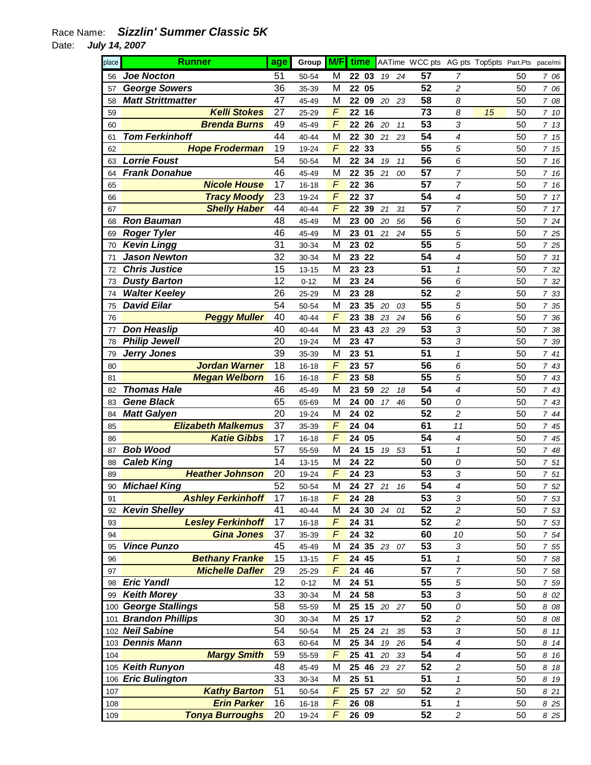Race Name: ***Sizzlin' Summer Classic 5K***

Date: ***July 14, 2007***

| place | Runner | age | Group | M/F | time | AATime | WCC pts | AG pts | Top5pts | Part.Pts | pace/mi |
|---|---|---|---|---|---|---|---|---|---|---|---|
| 56 | Joe Nocton | 51 | 50-54 | M | 22 03 | 19 24 | 57 | 7 | | 50 | 7 06 |
| 57 | George Sowers | 36 | 35-39 | M | 22 05 | | 52 | 2 | | 50 | 7 06 |
| 58 | Matt Strittmatter | 47 | 45-49 | M | 22 09 | 20 23 | 58 | 8 | | 50 | 7 08 |
| 59 | Kelli Stokes | 27 | 25-29 | F | 22 16 | | 73 | 8 | 15 | 50 | 7 10 |
| 60 | Brenda Burns | 49 | 45-49 | F | 22 26 | 20 11 | 53 | 3 | | 50 | 7 13 |
| 61 | Tom Ferkinhoff | 44 | 40-44 | M | 22 30 | 21 23 | 54 | 4 | | 50 | 7 15 |
| 62 | Hope Froderman | 19 | 19-24 | F | 22 33 | | 55 | 5 | | 50 | 7 15 |
| 63 | Lorrie Foust | 54 | 50-54 | M | 22 34 | 19 11 | 56 | 6 | | 50 | 7 16 |
| 64 | Frank Donahue | 46 | 45-49 | M | 22 35 | 21 00 | 57 | 7 | | 50 | 7 16 |
| 65 | Nicole House | 17 | 16-18 | F | 22 36 | | 57 | 7 | | 50 | 7 16 |
| 66 | Tracy Moody | 23 | 19-24 | F | 22 37 | | 54 | 4 | | 50 | 7 17 |
| 67 | Shelly Haber | 44 | 40-44 | F | 22 39 | 21 31 | 57 | 7 | | 50 | 7 17 |
| 68 | Ron Bauman | 48 | 45-49 | M | 23 00 | 20 56 | 56 | 6 | | 50 | 7 24 |
| 69 | Roger Tyler | 46 | 45-49 | M | 23 01 | 21 24 | 55 | 5 | | 50 | 7 25 |
| 70 | Kevin Lingg | 31 | 30-34 | M | 23 02 | | 55 | 5 | | 50 | 7 25 |
| 71 | Jason Newton | 32 | 30-34 | M | 23 22 | | 54 | 4 | | 50 | 7 31 |
| 72 | Chris Justice | 15 | 13-15 | M | 23 23 | | 51 | 1 | | 50 | 7 32 |
| 73 | Dusty Barton | 12 | 0-12 | M | 23 24 | | 56 | 6 | | 50 | 7 32 |
| 74 | Walter Keeley | 26 | 25-29 | M | 23 28 | | 52 | 2 | | 50 | 7 33 |
| 75 | David Eilar | 54 | 50-54 | M | 23 35 | 20 03 | 55 | 5 | | 50 | 7 35 |
| 76 | Peggy Muller | 40 | 40-44 | F | 23 38 | 23 24 | 56 | 6 | | 50 | 7 36 |
| 77 | Don Heaslip | 40 | 40-44 | M | 23 43 | 23 29 | 53 | 3 | | 50 | 7 38 |
| 78 | Philip Jewell | 20 | 19-24 | M | 23 47 | | 53 | 3 | | 50 | 7 39 |
| 79 | Jerry Jones | 39 | 35-39 | M | 23 51 | | 51 | 1 | | 50 | 7 41 |
| 80 | Jordan Warner | 18 | 16-18 | F | 23 57 | | 56 | 6 | | 50 | 7 43 |
| 81 | Megan Welborn | 16 | 16-18 | F | 23 58 | | 55 | 5 | | 50 | 7 43 |
| 82 | Thomas Hale | 46 | 45-49 | M | 23 59 | 22 18 | 54 | 4 | | 50 | 7 43 |
| 83 | Gene Black | 65 | 65-69 | M | 24 00 | 17 46 | 50 | 0 | | 50 | 7 43 |
| 84 | Matt Galyen | 20 | 19-24 | M | 24 02 | | 52 | 2 | | 50 | 7 44 |
| 85 | Elizabeth Malkemus | 37 | 35-39 | F | 24 04 | | 61 | 11 | | 50 | 7 45 |
| 86 | Katie Gibbs | 17 | 16-18 | F | 24 05 | | 54 | 4 | | 50 | 7 45 |
| 87 | Bob Wood | 57 | 55-59 | M | 24 15 | 19 53 | 51 | 1 | | 50 | 7 48 |
| 88 | Caleb King | 14 | 13-15 | M | 24 22 | | 50 | 0 | | 50 | 7 51 |
| 89 | Heather Johnson | 20 | 19-24 | F | 24 23 | | 53 | 3 | | 50 | 7 51 |
| 90 | Michael King | 52 | 50-54 | M | 24 27 | 21 16 | 54 | 4 | | 50 | 7 52 |
| 91 | Ashley Ferkinhoff | 17 | 16-18 | F | 24 28 | | 53 | 3 | | 50 | 7 53 |
| 92 | Kevin Shelley | 41 | 40-44 | M | 24 30 | 24 01 | 52 | 2 | | 50 | 7 53 |
| 93 | Lesley Ferkinhoff | 17 | 16-18 | F | 24 31 | | 52 | 2 | | 50 | 7 53 |
| 94 | Gina Jones | 37 | 35-39 | F | 24 32 | | 60 | 10 | | 50 | 7 54 |
| 95 | Vince Punzo | 45 | 45-49 | M | 24 35 | 23 07 | 53 | 3 | | 50 | 7 55 |
| 96 | Bethany Franke | 15 | 13-15 | F | 24 45 | | 51 | 1 | | 50 | 7 58 |
| 97 | Michelle Dafler | 29 | 25-29 | F | 24 46 | | 57 | 7 | | 50 | 7 58 |
| 98 | Eric Yandl | 12 | 0-12 | M | 24 51 | | 55 | 5 | | 50 | 7 59 |
| 99 | Keith Morey | 33 | 30-34 | M | 24 58 | | 53 | 3 | | 50 | 8 02 |
| 100 | George Stallings | 58 | 55-59 | M | 25 15 | 20 27 | 50 | 0 | | 50 | 8 08 |
| 101 | Brandon Phillips | 30 | 30-34 | M | 25 17 | | 52 | 2 | | 50 | 8 08 |
| 102 | Neil Sabine | 54 | 50-54 | M | 25 24 | 21 35 | 53 | 3 | | 50 | 8 11 |
| 103 | Dennis Mann | 63 | 60-64 | M | 25 34 | 19 26 | 54 | 4 | | 50 | 8 14 |
| 104 | Margy Smith | 59 | 55-59 | F | 25 41 | 20 33 | 54 | 4 | | 50 | 8 16 |
| 105 | Keith Runyon | 48 | 45-49 | M | 25 46 | 23 27 | 52 | 2 | | 50 | 8 18 |
| 106 | Eric Bulington | 33 | 30-34 | M | 25 51 | | 51 | 1 | | 50 | 8 19 |
| 107 | Kathy Barton | 51 | 50-54 | F | 25 57 | 22 50 | 52 | 2 | | 50 | 8 21 |
| 108 | Erin Parker | 16 | 16-18 | F | 26 08 | | 51 | 1 | | 50 | 8 25 |
| 109 | Tonya Burroughs | 20 | 19-24 | F | 26 09 | | 52 | 2 | | 50 | 8 25 |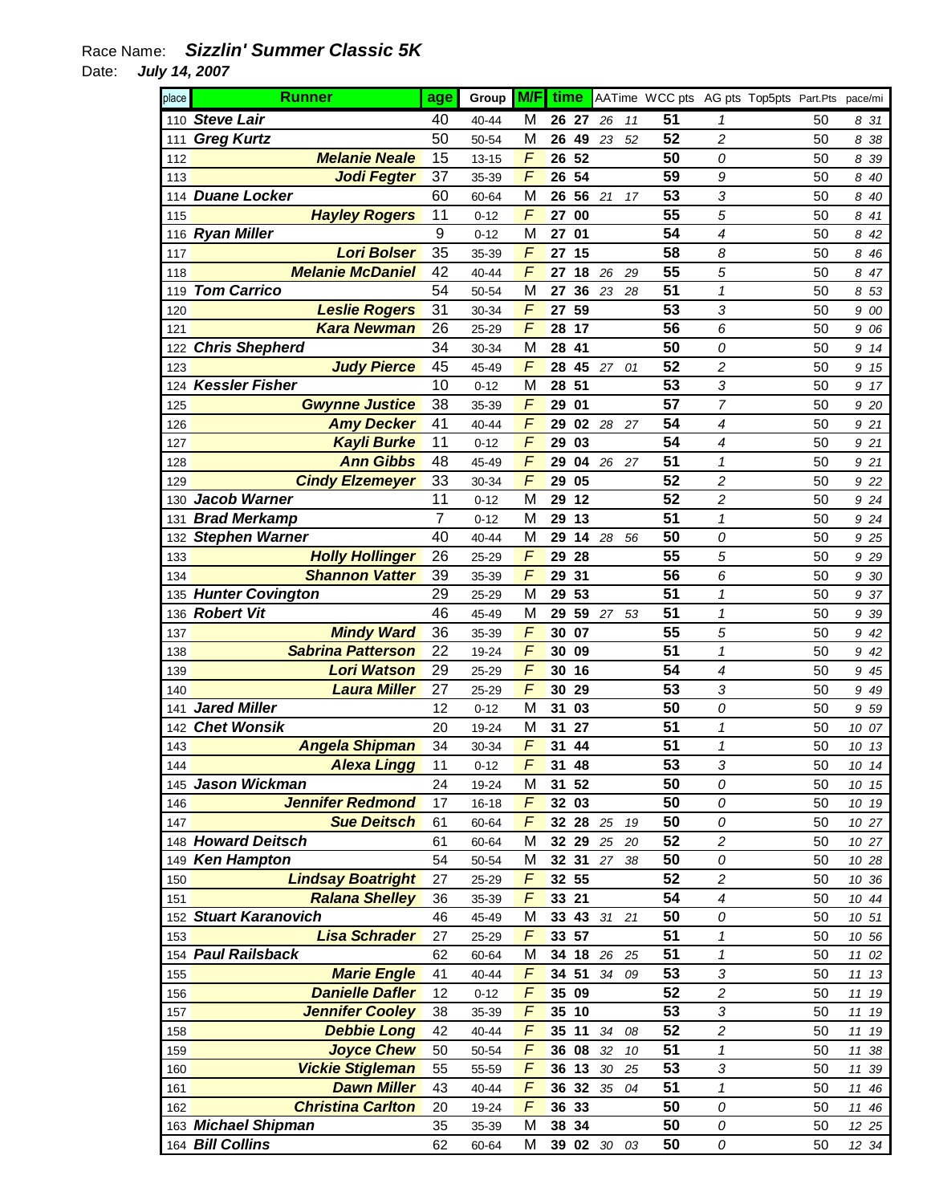Race Name: ***Sizzlin' Summer Classic 5K***

Date: ***July 14, 2007***

| place | Runner | age | Group | M/F | time | AATime | WCC pts | AG pts | Top5pts | Part.Pts | pace/mi |
|---|---|---|---|---|---|---|---|---|---|---|---|
| 110 | ***Steve Lair*** | 40 | 40-44 | M | 26 27 | 26 11 | 51 | 1 | | 50 | 8 31 |
| 111 | ***Greg Kurtz*** | 50 | 50-54 | M | 26 49 | 23 52 | 52 | 2 | | 50 | 8 38 |
| 112 | ***Melanie Neale*** | 15 | 13-15 | F | 26 52 | | 50 | 0 | | 50 | 8 39 |
| 113 | ***Jodi Fegter*** | 37 | 35-39 | F | 26 54 | | 59 | 9 | | 50 | 8 40 |
| 114 | ***Duane Locker*** | 60 | 60-64 | M | 26 56 | 21 17 | 53 | 3 | | 50 | 8 40 |
| 115 | ***Hayley Rogers*** | 11 | 0-12 | F | 27 00 | | 55 | 5 | | 50 | 8 41 |
| 116 | ***Ryan Miller*** | 9 | 0-12 | M | 27 01 | | 54 | 4 | | 50 | 8 42 |
| 117 | ***Lori Bolser*** | 35 | 35-39 | F | 27 15 | | 58 | 8 | | 50 | 8 46 |
| 118 | ***Melanie McDaniel*** | 42 | 40-44 | F | 27 18 | 26 29 | 55 | 5 | | 50 | 8 47 |
| 119 | ***Tom Carrico*** | 54 | 50-54 | M | 27 36 | 23 28 | 51 | 1 | | 50 | 8 53 |
| 120 | ***Leslie Rogers*** | 31 | 30-34 | F | 27 59 | | 53 | 3 | | 50 | 9 00 |
| 121 | ***Kara Newman*** | 26 | 25-29 | F | 28 17 | | 56 | 6 | | 50 | 9 06 |
| 122 | ***Chris Shepherd*** | 34 | 30-34 | M | 28 41 | | 50 | 0 | | 50 | 9 14 |
| 123 | ***Judy Pierce*** | 45 | 45-49 | F | 28 45 | 27 01 | 52 | 2 | | 50 | 9 15 |
| 124 | ***Kessler Fisher*** | 10 | 0-12 | M | 28 51 | | 53 | 3 | | 50 | 9 17 |
| 125 | ***Gwynne Justice*** | 38 | 35-39 | F | 29 01 | | 57 | 7 | | 50 | 9 20 |
| 126 | ***Amy Decker*** | 41 | 40-44 | F | 29 02 | 28 27 | 54 | 4 | | 50 | 9 21 |
| 127 | ***Kayli Burke*** | 11 | 0-12 | F | 29 03 | | 54 | 4 | | 50 | 9 21 |
| 128 | ***Ann Gibbs*** | 48 | 45-49 | F | 29 04 | 26 27 | 51 | 1 | | 50 | 9 21 |
| 129 | ***Cindy Elzemeyer*** | 33 | 30-34 | F | 29 05 | | 52 | 2 | | 50 | 9 22 |
| 130 | ***Jacob Warner*** | 11 | 0-12 | M | 29 12 | | 52 | 2 | | 50 | 9 24 |
| 131 | ***Brad Merkamp*** | 7 | 0-12 | M | 29 13 | | 51 | 1 | | 50 | 9 24 |
| 132 | ***Stephen Warner*** | 40 | 40-44 | M | 29 14 | 28 56 | 50 | 0 | | 50 | 9 25 |
| 133 | ***Holly Hollinger*** | 26 | 25-29 | F | 29 28 | | 55 | 5 | | 50 | 9 29 |
| 134 | ***Shannon Vatter*** | 39 | 35-39 | F | 29 31 | | 56 | 6 | | 50 | 9 30 |
| 135 | ***Hunter Covington*** | 29 | 25-29 | M | 29 53 | | 51 | 1 | | 50 | 9 37 |
| 136 | ***Robert Vit*** | 46 | 45-49 | M | 29 59 | 27 53 | 51 | 1 | | 50 | 9 39 |
| 137 | ***Mindy Ward*** | 36 | 35-39 | F | 30 07 | | 55 | 5 | | 50 | 9 42 |
| 138 | ***Sabrina Patterson*** | 22 | 19-24 | F | 30 09 | | 51 | 1 | | 50 | 9 42 |
| 139 | ***Lori Watson*** | 29 | 25-29 | F | 30 16 | | 54 | 4 | | 50 | 9 45 |
| 140 | ***Laura Miller*** | 27 | 25-29 | F | 30 29 | | 53 | 3 | | 50 | 9 49 |
| 141 | ***Jared Miller*** | 12 | 0-12 | M | 31 03 | | 50 | 0 | | 50 | 9 59 |
| 142 | ***Chet Wonsik*** | 20 | 19-24 | M | 31 27 | | 51 | 1 | | 50 | 10 07 |
| 143 | ***Angela Shipman*** | 34 | 30-34 | F | 31 44 | | 51 | 1 | | 50 | 10 13 |
| 144 | ***Alexa Lingg*** | 11 | 0-12 | F | 31 48 | | 53 | 3 | | 50 | 10 14 |
| 145 | ***Jason Wickman*** | 24 | 19-24 | M | 31 52 | | 50 | 0 | | 50 | 10 15 |
| 146 | ***Jennifer Redmond*** | 17 | 16-18 | F | 32 03 | | 50 | 0 | | 50 | 10 19 |
| 147 | ***Sue Deitsch*** | 61 | 60-64 | F | 32 28 | 25 19 | 50 | 0 | | 50 | 10 27 |
| 148 | ***Howard Deitsch*** | 61 | 60-64 | M | 32 29 | 25 20 | 52 | 2 | | 50 | 10 27 |
| 149 | ***Ken Hampton*** | 54 | 50-54 | M | 32 31 | 27 38 | 50 | 0 | | 50 | 10 28 |
| 150 | ***Lindsay Boatright*** | 27 | 25-29 | F | 32 55 | | 52 | 2 | | 50 | 10 36 |
| 151 | ***Ralana Shelley*** | 36 | 35-39 | F | 33 21 | | 54 | 4 | | 50 | 10 44 |
| 152 | ***Stuart Karanovich*** | 46 | 45-49 | M | 33 43 | 31 21 | 50 | 0 | | 50 | 10 51 |
| 153 | ***Lisa Schrader*** | 27 | 25-29 | F | 33 57 | | 51 | 1 | | 50 | 10 56 |
| 154 | ***Paul Railsback*** | 62 | 60-64 | M | 34 18 | 26 25 | 51 | 1 | | 50 | 11 02 |
| 155 | ***Marie Engle*** | 41 | 40-44 | F | 34 51 | 34 09 | 53 | 3 | | 50 | 11 13 |
| 156 | ***Danielle Dafler*** | 12 | 0-12 | F | 35 09 | | 52 | 2 | | 50 | 11 19 |
| 157 | ***Jennifer Cooley*** | 38 | 35-39 | F | 35 10 | | 53 | 3 | | 50 | 11 19 |
| 158 | ***Debbie Long*** | 42 | 40-44 | F | 35 11 | 34 08 | 52 | 2 | | 50 | 11 19 |
| 159 | ***Joyce Chew*** | 50 | 50-54 | F | 36 08 | 32 10 | 51 | 1 | | 50 | 11 38 |
| 160 | ***Vickie Stigleman*** | 55 | 55-59 | F | 36 13 | 30 25 | 53 | 3 | | 50 | 11 39 |
| 161 | ***Dawn Miller*** | 43 | 40-44 | F | 36 32 | 35 04 | 51 | 1 | | 50 | 11 46 |
| 162 | ***Christina Carlton*** | 20 | 19-24 | F | 36 33 | | 50 | 0 | | 50 | 11 46 |
| 163 | ***Michael Shipman*** | 35 | 35-39 | M | 38 34 | | 50 | 0 | | 50 | 12 25 |
| 164 | ***Bill Collins*** | 62 | 60-64 | M | 39 02 | 30 03 | 50 | 0 | | 50 | 12 34 |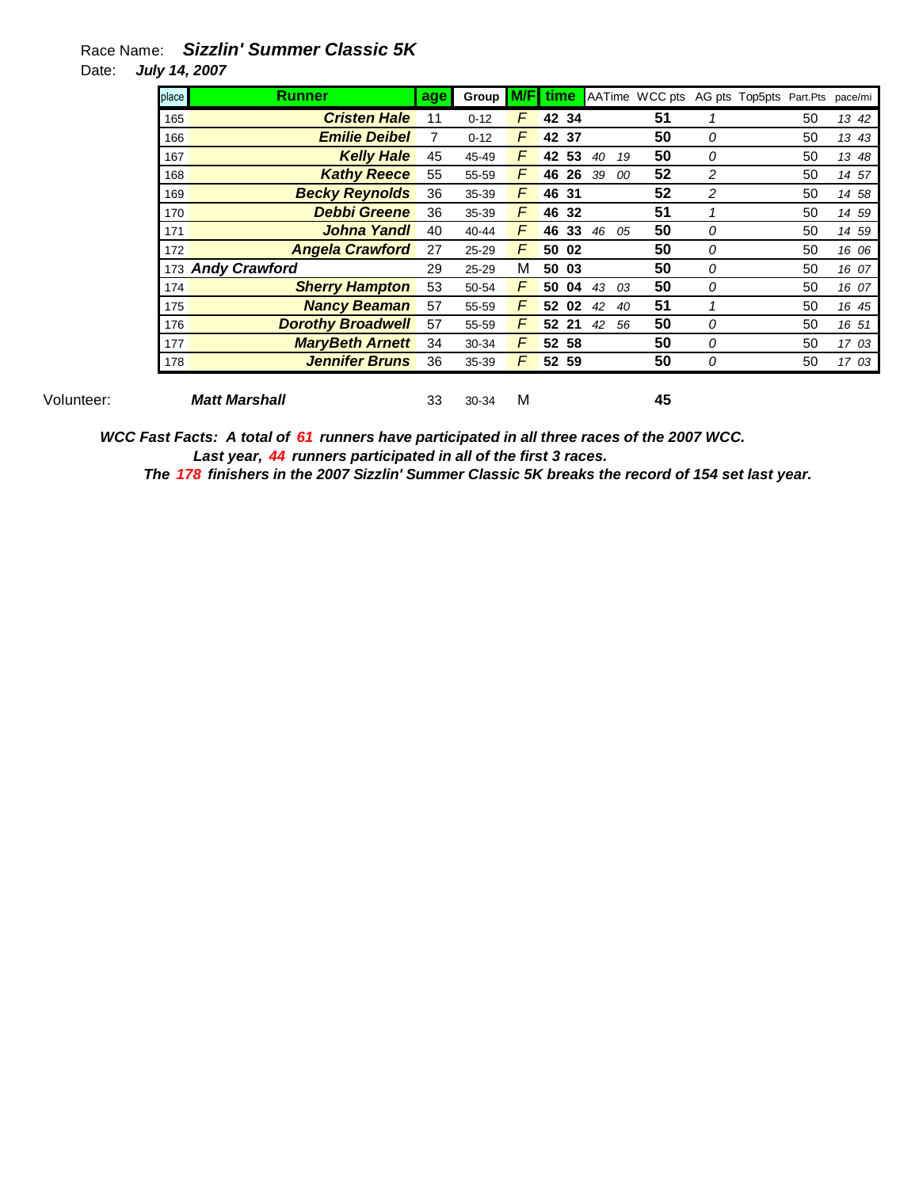Race Name: ***Sizzlin' Summer Classic 5K***

Date: ***July 14, 2007***

| place | Runner | age | Group | M/F | time | AATime | WCC pts | AG pts | Top5pts | Part.Pts | pace/mi |
|---|---|---|---|---|---|---|---|---|---|---|---|
| 165 | ***Cristen Hale*** | 11 | 0-12 | F | 42 34 | | 51 | 1 | | 50 | 13 42 |
| 166 | ***Emilie Deibel*** | 7 | 0-12 | F | 42 37 | | 50 | 0 | | 50 | 13 43 |
| 167 | ***Kelly Hale*** | 45 | 45-49 | F | 42 53 | 40 19 | 50 | 0 | | 50 | 13 48 |
| 168 | ***Kathy Reece*** | 55 | 55-59 | F | 46 26 | 39 00 | 52 | 2 | | 50 | 14 57 |
| 169 | ***Becky Reynolds*** | 36 | 35-39 | F | 46 31 | | 52 | 2 | | 50 | 14 58 |
| 170 | ***Debbi Greene*** | 36 | 35-39 | F | 46 32 | | 51 | 1 | | 50 | 14 59 |
| 171 | ***Johna Yandl*** | 40 | 40-44 | F | 46 33 | 46 05 | 50 | 0 | | 50 | 14 59 |
| 172 | ***Angela Crawford*** | 27 | 25-29 | F | 50 02 | | 50 | 0 | | 50 | 16 06 |
| 173 | ***Andy Crawford*** | 29 | 25-29 | M | 50 03 | | 50 | 0 | | 50 | 16 07 |
| 174 | ***Sherry Hampton*** | 53 | 50-54 | F | 50 04 | 43 03 | 50 | 0 | | 50 | 16 07 |
| 175 | ***Nancy Beaman*** | 57 | 55-59 | F | 52 02 | 42 40 | 51 | 1 | | 50 | 16 45 |
| 176 | ***Dorothy Broadwell*** | 57 | 55-59 | F | 52 21 | 42 56 | 50 | 0 | | 50 | 16 51 |
| 177 | ***MaryBeth Arnett*** | 34 | 30-34 | F | 52 58 | | 50 | 0 | | 50 | 17 03 |
| 178 | ***Jennifer Bruns*** | 36 | 35-39 | F | 52 59 | | 50 | 0 | | 50 | 17 03 |
| Volunteer: | ***Matt Marshall*** | 33 | 30-34 | M | | | 45 | | | | |

***WCC Fast Facts: A total of 61 runners have participated in all three races of the 2007 WCC.***
***Last year, 44 runners participated in all of the first 3 races.***
***The 178 finishers in the 2007 Sizzlin' Summer Classic 5K breaks the record of 154 set last year.***